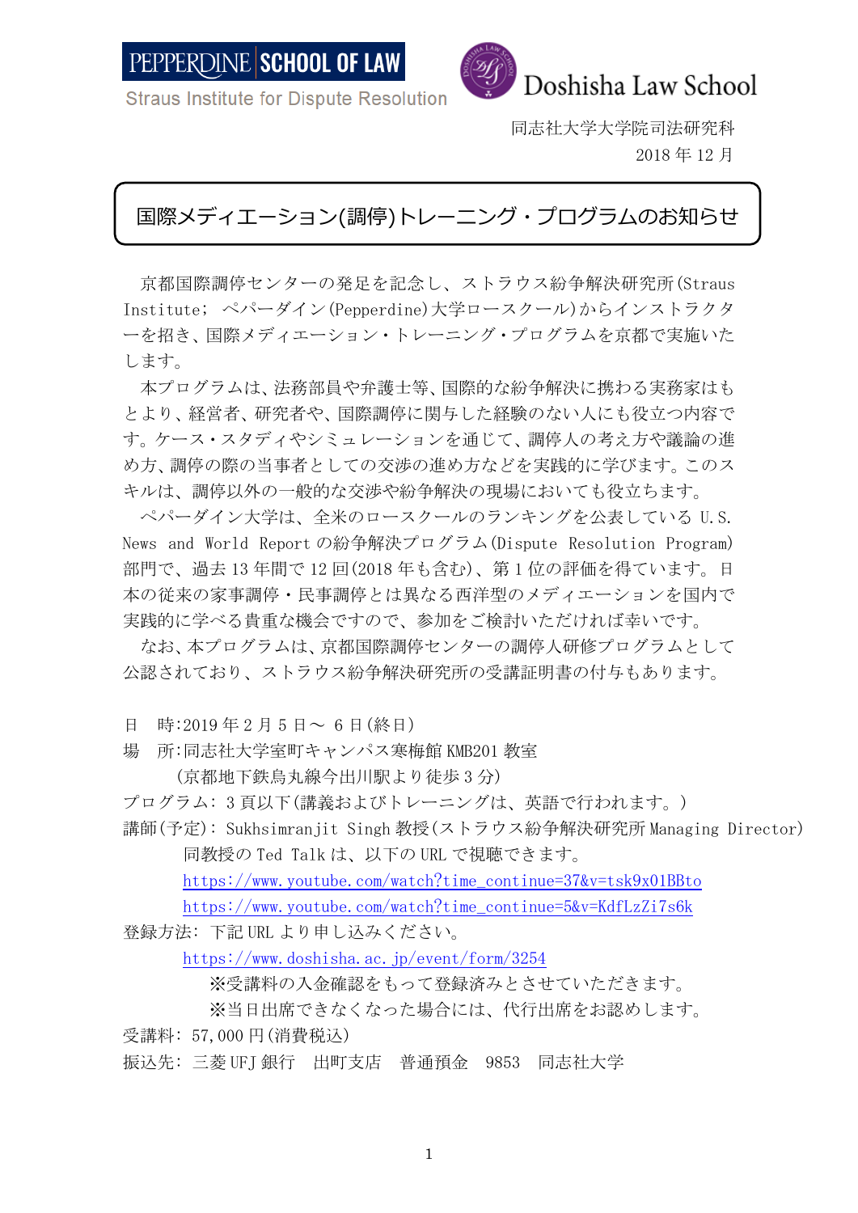PEPPERDINE SCHOOL OF LAW
Straus Institute for Dispute Resolution

Doshisha Law School

同志社大学大学院司法研究科
2018 年 12 月

# 国際メディエーション(調停)トレーニング・プログラムのお知らせ

京都国際調停センターの発足を記念し、ストラウス紛争解決研究所(Straus Institute; ペパーダイン(Pepperdine)大学ロースクール)からインストラクターを招き、国際メディエーション・トレーニング・プログラムを京都で実施いたします。

本プログラムは、法務部員や弁護士等、国際的な紛争解決に携わる実務家はもとより、経営者、研究者や、国際調停に関与した経験のない人にも役立つ内容です。ケース・スタディやシミュレーションを通じて、調停人の考え方や議論の進め方、調停の際の当事者としての交渉の進め方などを実践的に学びます。このスキルは、調停以外の一般的な交渉や紛争解決の現場においても役立ちます。

ペパーダイン大学は、全米のロースクールのランキングを公表している U.S. News and World Report の紛争解決プログラム(Dispute Resolution Program)部門で、過去 13 年間で 12 回(2018 年も含む)、第 1 位の評価を得ています。日本の従来の家事調停・民事調停とは異なる西洋型のメディエーションを国内で実践的に学べる貴重な機会ですので、参加をご検討いただければ幸いです。

なお、本プログラムは、京都国際調停センターの調停人研修プログラムとして公認されており、ストラウス紛争解決研究所の受講証明書の付与もあります。

日　時:2019 年 2 月 5 日～ 6 日(終日)
場　所:同志社大学室町キャンパス寒梅館 KMB201 教室
　　　(京都地下鉄烏丸線今出川駅より徒歩 3 分)
プログラム: 3 頁以下(講義およびトレーニングは、英語で行われます。)
講師(予定): Sukhsimranjit Singh 教授(ストラウス紛争解決研究所 Managing Director)
　　同教授の Ted Talk は、以下の URL で視聴できます。
　　https://www.youtube.com/watch?time_continue=37&v=tsk9x01BBto
　　https://www.youtube.com/watch?time_continue=5&v=KdfLzZi7s6k
登録方法: 下記 URL より申し込みください。
　　https://www.doshisha.ac.jp/event/form/3254
　　※受講料の入金確認をもって登録済みとさせていただきます。
　　※当日出席できなくなった場合には、代行出席をお認めします。
受講料: 57,000 円(消費税込)
振込先: 三菱 UFJ 銀行　出町支店　普通預金　9853　同志社大学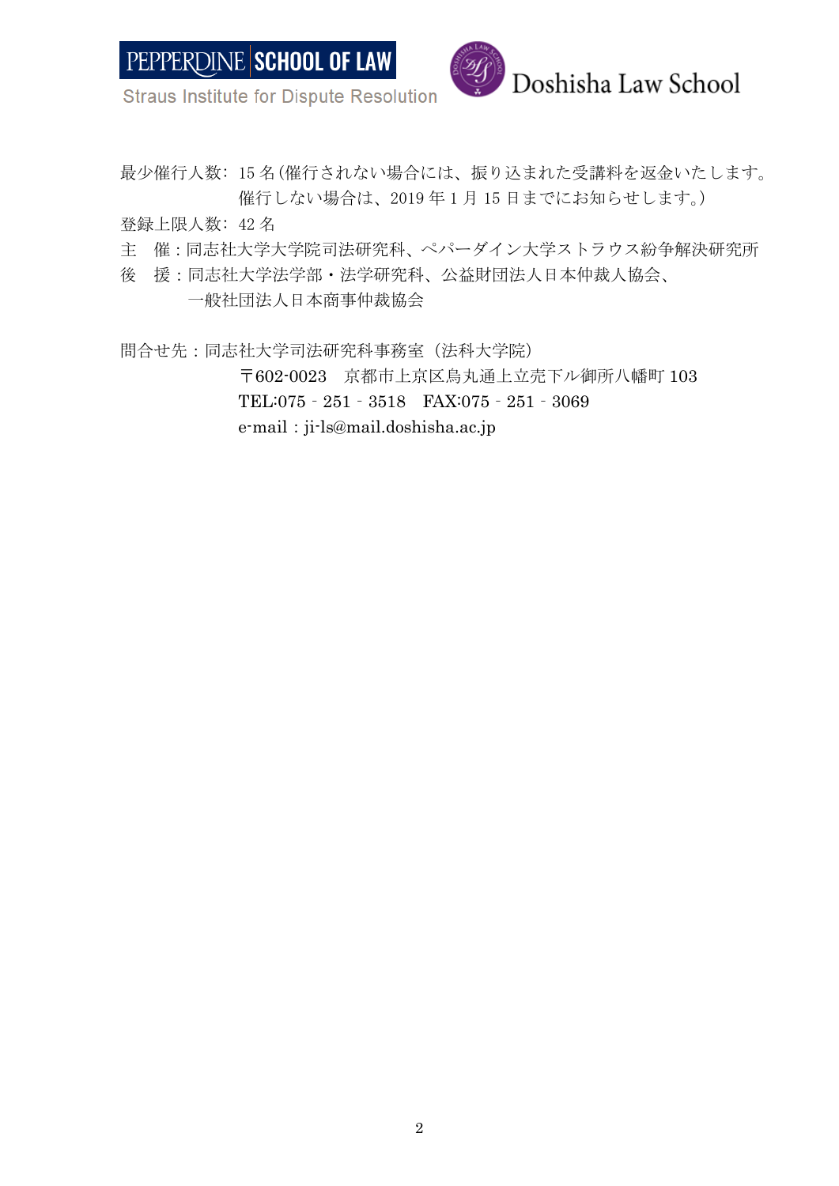最少催行人数: 15 名(催行されない場合には、振り込まれた受講料を返金いたします。
催行しない場合は、2019 年 1 月 15 日までにお知らせします。)

登録上限人数: 42 名

主　催：同志社大学大学院司法研究科、ペパーダイン大学ストラウス紛争解決研究所

後　援：同志社大学法学部・法学研究科、公益財団法人日本仲裁人協会、
一般社団法人日本商事仲裁協会

問合せ先：同志社大学司法研究科事務室（法科大学院）
〒602-0023　京都市上京区烏丸通上立売下ル御所八幡町 103
TEL:075‐251‐3518　FAX:075‐251‐3069
e-mail：ji-ls@mail.doshisha.ac.jp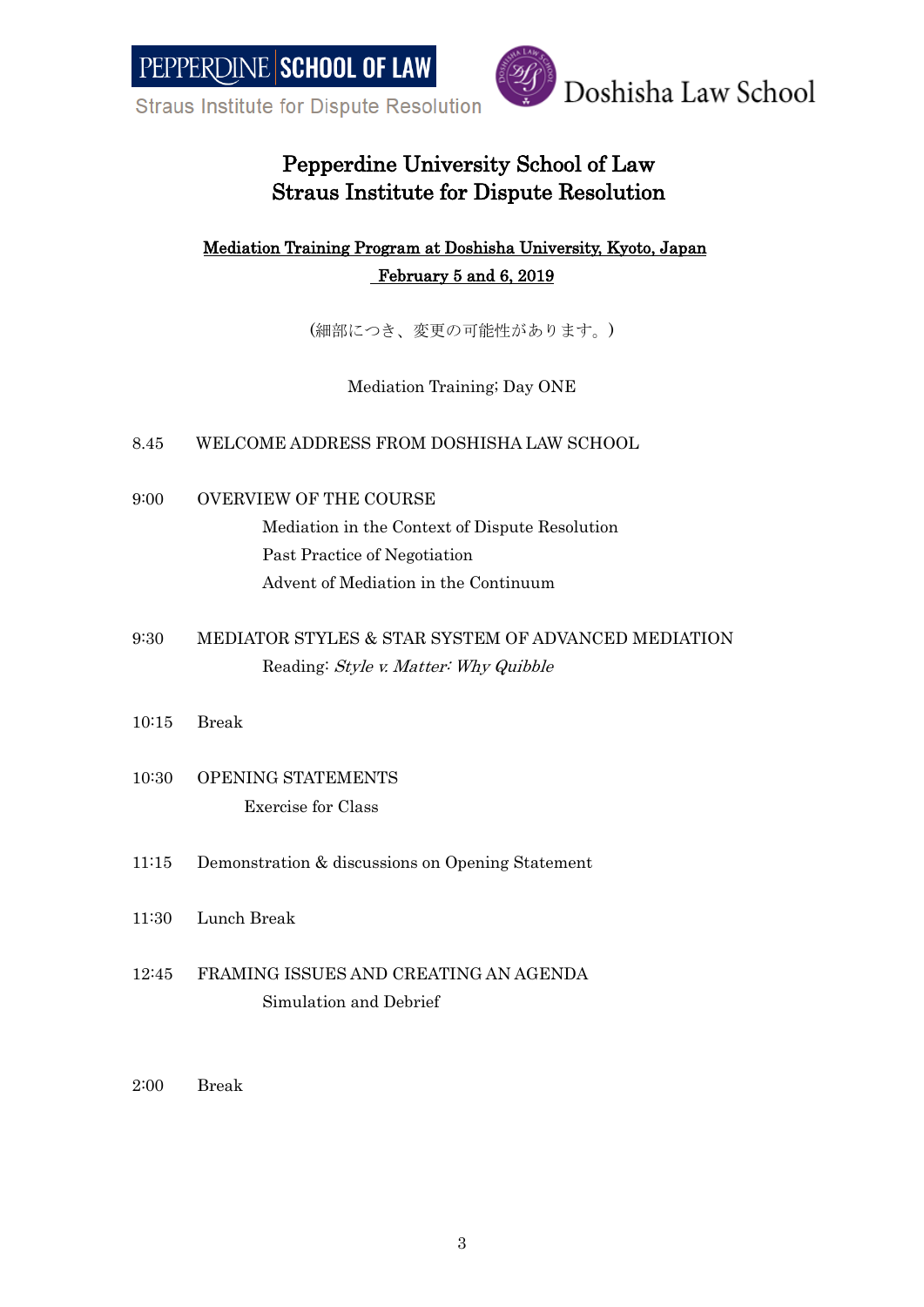PEPPERDINE | SCHOOL OF LAW
Straus Institute for Dispute Resolution

Doshisha Law School

# Pepperdine University School of Law
# Straus Institute for Dispute Resolution

**Mediation Training Program at Doshisha University, Kyoto, Japan**

**February 5 and 6, 2019**

(細部につき、変更の可能性があります。)

Mediation Training; Day ONE

8.45 WELCOME ADDRESS FROM DOSHISHA LAW SCHOOL

9:00 OVERVIEW OF THE COURSE
- Mediation in the Context of Dispute Resolution
- Past Practice of Negotiation
- Advent of Mediation in the Continuum

9:30 MEDIATOR STYLES & STAR SYSTEM OF ADVANCED MEDIATION
- Reading: *Style v. Matter: Why Quibble*

10:15 Break

10:30 OPENING STATEMENTS
- Exercise for Class

11:15 Demonstration & discussions on Opening Statement

11:30 Lunch Break

12:45 FRAMING ISSUES AND CREATING AN AGENDA
- Simulation and Debrief

2:00 Break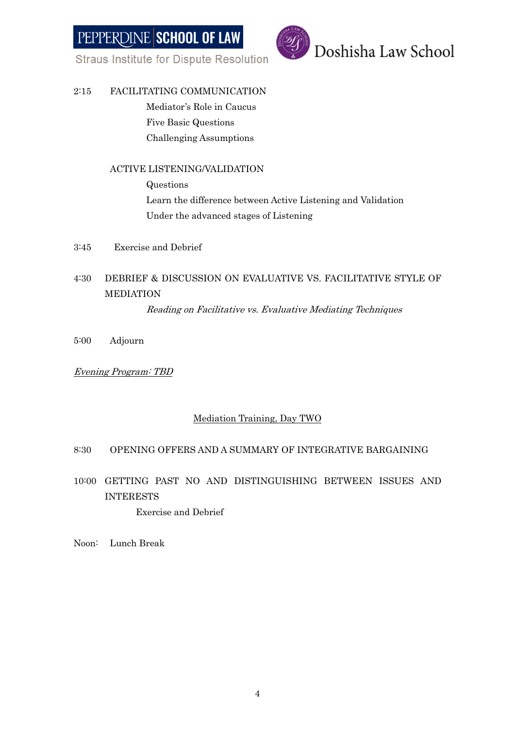2:15 FACILITATING COMMUNICATION

- Mediator's Role in Caucus
- Five Basic Questions
- Challenging Assumptions

ACTIVE LISTENING/VALIDATION

- Questions
- Learn the difference between Active Listening and Validation
- Under the advanced stages of Listening

3:45 Exercise and Debrief

4:30 DEBRIEF & DISCUSSION ON EVALUATIVE VS. FACILITATIVE STYLE OF MEDIATION

*Reading on Facilitative vs. Evaluative Mediating Techniques*

5:00 Adjourn

*Evening Program: TBD*

## Mediation Training, Day TWO

8:30 OPENING OFFERS AND A SUMMARY OF INTEGRATIVE BARGAINING

10:00 GETTING PAST NO AND DISTINGUISHING BETWEEN ISSUES AND INTERESTS

Exercise and Debrief

Noon: Lunch Break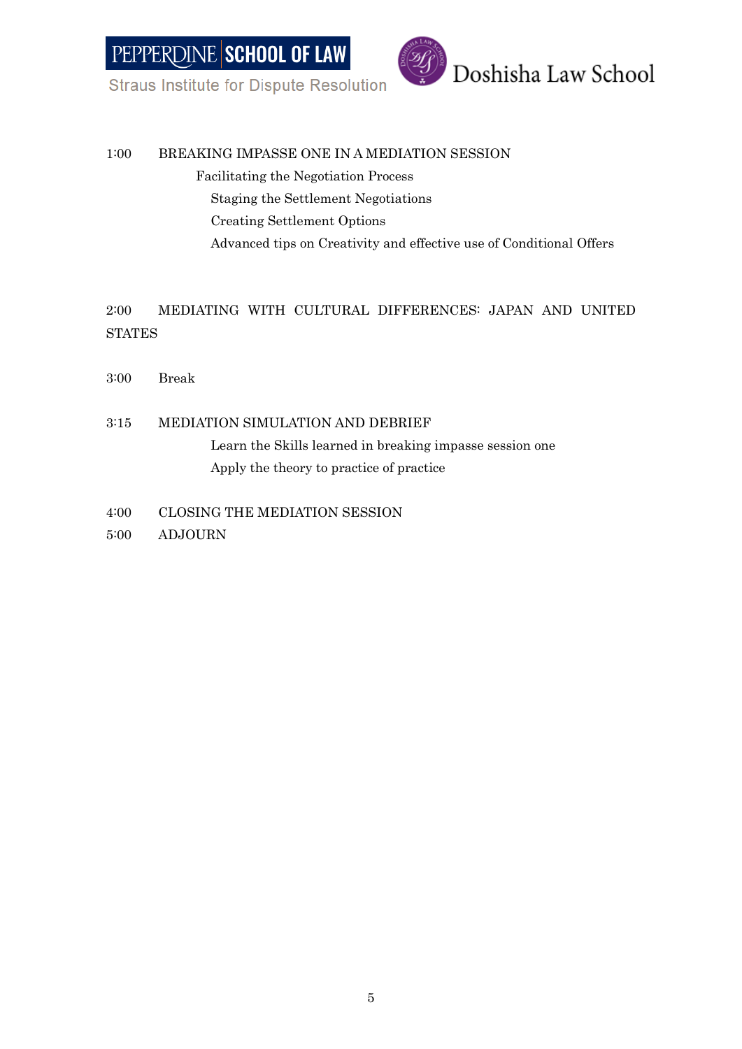PEPPERDINE SCHOOL OF LAW
Straus Institute for Dispute Resolution

Doshisha Law School

1:00 BREAKING IMPASSE ONE IN A MEDIATION SESSION

- Facilitating the Negotiation Process
  - Staging the Settlement Negotiations
  - Creating Settlement Options
  - Advanced tips on Creativity and effective use of Conditional Offers

2:00 MEDIATING WITH CULTURAL DIFFERENCES: JAPAN AND UNITED STATES

3:00 Break

3:15 MEDIATION SIMULATION AND DEBRIEF

- Learn the Skills learned in breaking impasse session one
- Apply the theory to practice of practice

4:00 CLOSING THE MEDIATION SESSION

5:00 ADJOURN